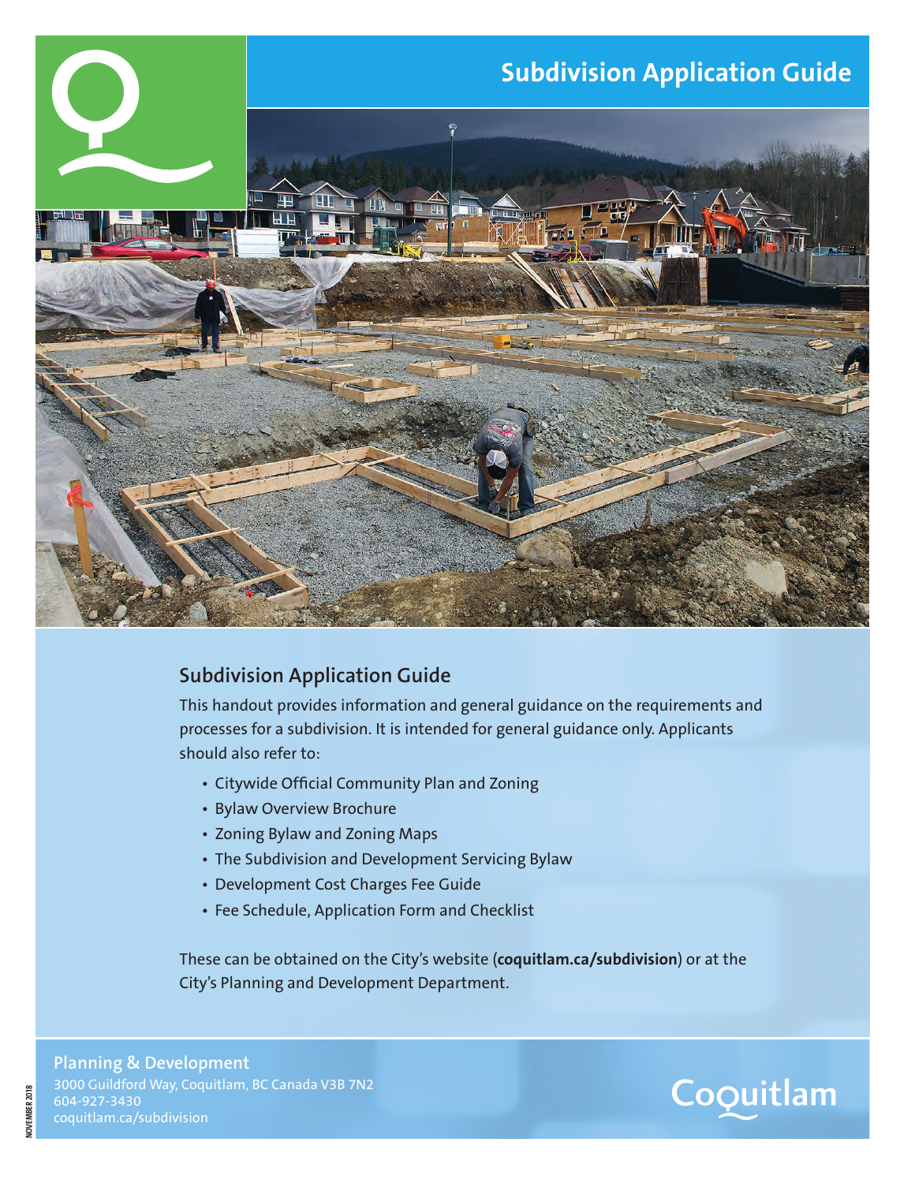# Subdivision Application Guide

## Subdivision Application Guide

This handout provides information and general guidance on the requirements and processes for a subdivision. It is intended for general guidance only. Applicants should also refer to:

- Citywide Official Community Plan and Zoning
- Bylaw Overview Brochure
- Zoning Bylaw and Zoning Maps
- The Subdivision and Development Servicing Bylaw
- Development Cost Charges Fee Guide
- Fee Schedule, Application Form and Checklist

These can be obtained on the City's website (**coquitlam.ca/subdivision**) or at the City's Planning and Development Department.

**Planning & Development**
3000 Guildford Way, Coquitlam, BC Canada V3B 7N2
604-927-3430
coquitlam.ca/subdivision

Coquitlam

NOVEMBER 2018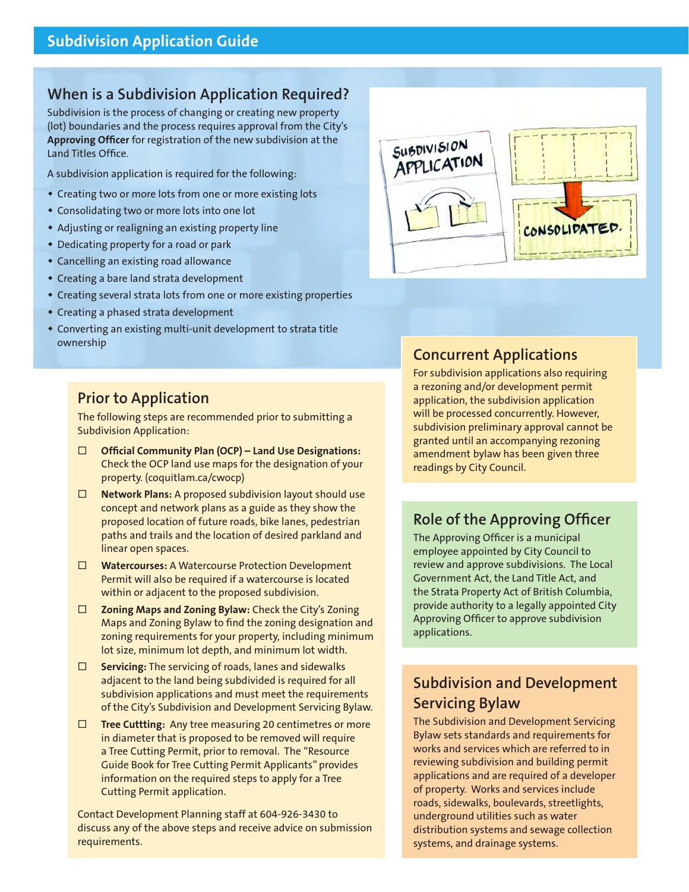## Subdivision Application Guide

### When is a Subdivision Application Required?

Subdivision is the process of changing or creating new property (lot) boundaries and the process requires approval from the City's **Approving Officer** for registration of the new subdivision at the Land Titles Office.

A subdivision application is required for the following:

- Creating two or more lots from one or more existing lots
- Consolidating two or more lots into one lot
- Adjusting or realigning an existing property line
- Dedicating property for a road or park
- Cancelling an existing road allowance
- Creating a bare land strata development
- Creating several strata lots from one or more existing properties
- Creating a phased strata development
- Converting an existing multi-unit development to strata title ownership

### Prior to Application

The following steps are recommended prior to submitting a Subdivision Application:

- ☐ **Official Community Plan (OCP) – Land Use Designations:** Check the OCP land use maps for the designation of your property. (coquitlam.ca/cwocp)
- ☐ **Network Plans:** A proposed subdivision layout should use concept and network plans as a guide as they show the proposed location of future roads, bike lanes, pedestrian paths and trails and the location of desired parkland and linear open spaces.
- ☐ **Watercourses:** A Watercourse Protection Development Permit will also be required if a watercourse is located within or adjacent to the proposed subdivision.
- ☐ **Zoning Maps and Zoning Bylaw:** Check the City's Zoning Maps and Zoning Bylaw to find the zoning designation and zoning requirements for your property, including minimum lot size, minimum lot depth, and minimum lot width.
- ☐ **Servicing:** The servicing of roads, lanes and sidewalks adjacent to the land being subdivided is required for all subdivision applications and must meet the requirements of the City's Subdivision and Development Servicing Bylaw.
- ☐ **Tree Cuttting:** Any tree measuring 20 centimetres or more in diameter that is proposed to be removed will require a Tree Cutting Permit, prior to removal. The "Resource Guide Book for Tree Cutting Permit Applicants" provides information on the required steps to apply for a Tree Cutting Permit application.

Contact Development Planning staff at 604-926-3430 to discuss any of the above steps and receive advice on submission requirements.

### Concurrent Applications

For subdivision applications also requiring a rezoning and/or development permit application, the subdivision application will be processed concurrently. However, subdivision preliminary approval cannot be granted until an accompanying rezoning amendment bylaw has been given three readings by City Council.

### Role of the Approving Officer

The Approving Officer is a municipal employee appointed by City Council to review and approve subdivisions. The Local Government Act, the Land Title Act, and the Strata Property Act of British Columbia, provide authority to a legally appointed City Approving Officer to approve subdivision applications.

### Subdivision and Development Servicing Bylaw

The Subdivision and Development Servicing Bylaw sets standards and requirements for works and services which are referred to in reviewing subdivision and building permit applications and are required of a developer of property. Works and services include roads, sidewalks, boulevards, streetlights, underground utilities such as water distribution systems and sewage collection systems, and drainage systems.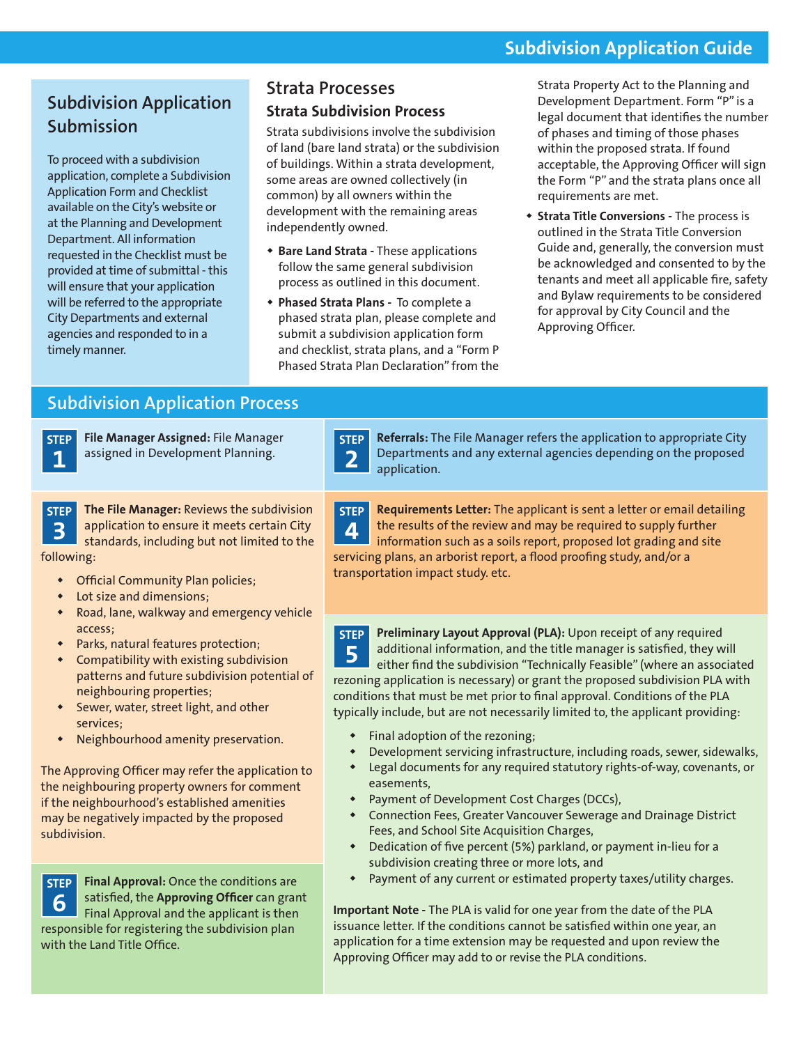## Subdivision Application Submission

To proceed with a subdivision application, complete a Subdivision Application Form and Checklist available on the City's website or at the Planning and Development Department. All information requested in the Checklist must be provided at time of submittal - this will ensure that your application will be referred to the appropriate City Departments and external agencies and responded to in a timely manner.

## Strata Processes

### Strata Subdivision Process

Strata subdivisions involve the subdivision of land (bare land strata) or the subdivision of buildings. Within a strata development, some areas are owned collectively (in common) by all owners within the development with the remaining areas independently owned.

- **Bare Land Strata -** These applications follow the same general subdivision process as outlined in this document.
- **Phased Strata Plans -** To complete a phased strata plan, please complete and submit a subdivision application form and checklist, strata plans, and a "Form P Phased Strata Plan Declaration" from the Strata Property Act to the Planning and Development Department. Form "P" is a legal document that identifies the number of phases and timing of those phases within the proposed strata. If found acceptable, the Approving Officer will sign the Form "P" and the strata plans once all requirements are met.
- **Strata Title Conversions -** The process is outlined in the Strata Title Conversion Guide and, generally, the conversion must be acknowledged and consented to by the tenants and meet all applicable fire, safety and Bylaw requirements to be considered for approval by City Council and the Approving Officer.

## Subdivision Application Process

**STEP 1** **File Manager Assigned:** File Manager assigned in Development Planning.

**STEP 2** **Referrals:** The File Manager refers the application to appropriate City Departments and any external agencies depending on the proposed application.

**STEP 3** **The File Manager:** Reviews the subdivision application to ensure it meets certain City standards, including but not limited to the following:

- Official Community Plan policies;
- Lot size and dimensions;
- Road, lane, walkway and emergency vehicle access;
- Parks, natural features protection;
- Compatibility with existing subdivision patterns and future subdivision potential of neighbouring properties;
- Sewer, water, street light, and other services;
- Neighbourhood amenity preservation.

The Approving Officer may refer the application to the neighbouring property owners for comment if the neighbourhood's established amenities may be negatively impacted by the proposed subdivision.

**STEP 4** **Requirements Letter:** The applicant is sent a letter or email detailing the results of the review and may be required to supply further information such as a soils report, proposed lot grading and site servicing plans, an arborist report, a flood proofing study, and/or a transportation impact study. etc.

**STEP 5** **Preliminary Layout Approval (PLA):** Upon receipt of any required additional information, and the title manager is satisfied, they will either find the subdivision "Technically Feasible" (where an associated rezoning application is necessary) or grant the proposed subdivision PLA with conditions that must be met prior to final approval. Conditions of the PLA typically include, but are not necessarily limited to, the applicant providing:

- Final adoption of the rezoning;
- Development servicing infrastructure, including roads, sewer, sidewalks,
- Legal documents for any required statutory rights-of-way, covenants, or easements,
- Payment of Development Cost Charges (DCCs),
- Connection Fees, Greater Vancouver Sewerage and Drainage District Fees, and School Site Acquisition Charges,
- Dedication of five percent (5%) parkland, or payment in-lieu for a subdivision creating three or more lots, and
- Payment of any current or estimated property taxes/utility charges.

**Important Note -** The PLA is valid for one year from the date of the PLA issuance letter. If the conditions cannot be satisfied within one year, an application for a time extension may be requested and upon review the Approving Officer may add to or revise the PLA conditions.

**STEP 6** **Final Approval:** Once the conditions are satisfied, the **Approving Officer** can grant Final Approval and the applicant is then responsible for registering the subdivision plan with the Land Title Office.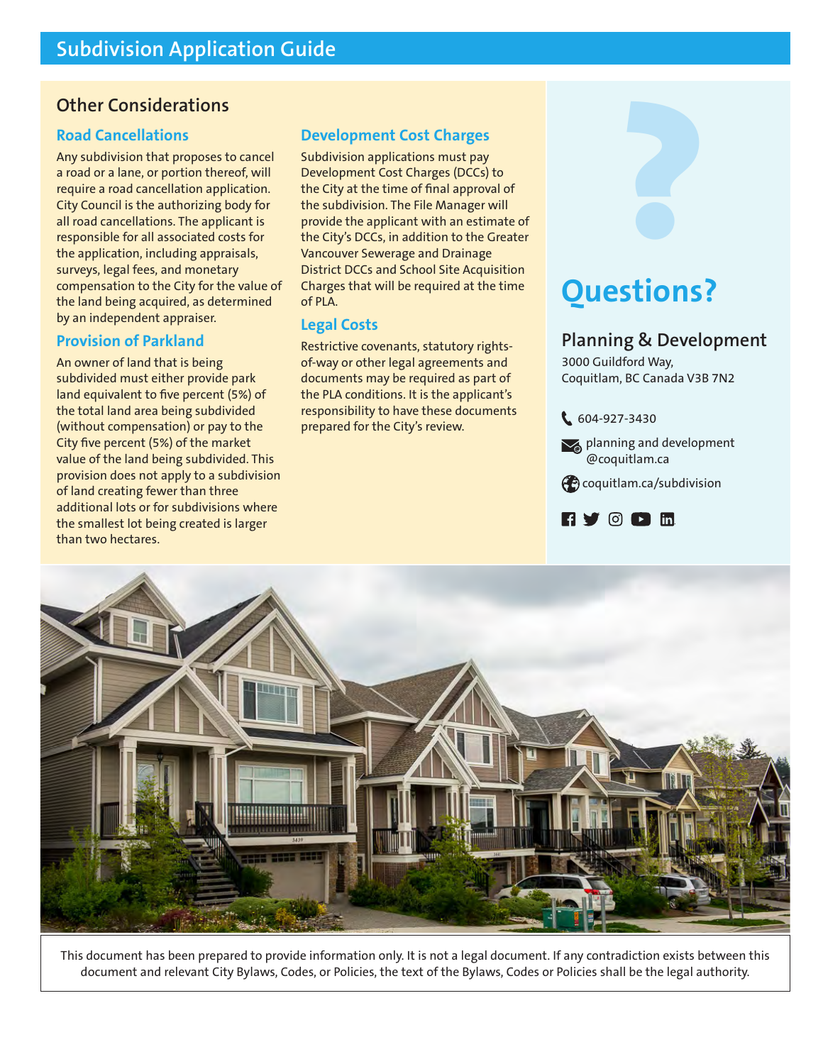## Other Considerations

### Road Cancellations

Any subdivision that proposes to cancel a road or a lane, or portion thereof, will require a road cancellation application. City Council is the authorizing body for all road cancellations. The applicant is responsible for all associated costs for the application, including appraisals, surveys, legal fees, and monetary compensation to the City for the value of the land being acquired, as determined by an independent appraiser.

### Provision of Parkland

An owner of land that is being subdivided must either provide park land equivalent to five percent (5%) of the total land area being subdivided (without compensation) or pay to the City five percent (5%) of the market value of the land being subdivided. This provision does not apply to a subdivision of land creating fewer than three additional lots or for subdivisions where the smallest lot being created is larger than two hectares.

### Development Cost Charges

Subdivision applications must pay Development Cost Charges (DCCs) to the City at the time of final approval of the subdivision. The File Manager will provide the applicant with an estimate of the City's DCCs, in addition to the Greater Vancouver Sewerage and Drainage District DCCs and School Site Acquisition Charges that will be required at the time of PLA.

### Legal Costs

Restrictive covenants, statutory rights-of-way or other legal agreements and documents may be required as part of the PLA conditions. It is the applicant's responsibility to have these documents prepared for the City's review.

## Questions?

### Planning & Development

3000 Guildford Way,
Coquitlam, BC Canada V3B 7N2

604-927-3430

planning and development @coquitlam.ca

coquitlam.ca/subdivision

This document has been prepared to provide information only. It is not a legal document. If any contradiction exists between this document and relevant City Bylaws, Codes, or Policies, the text of the Bylaws, Codes or Policies shall be the legal authority.